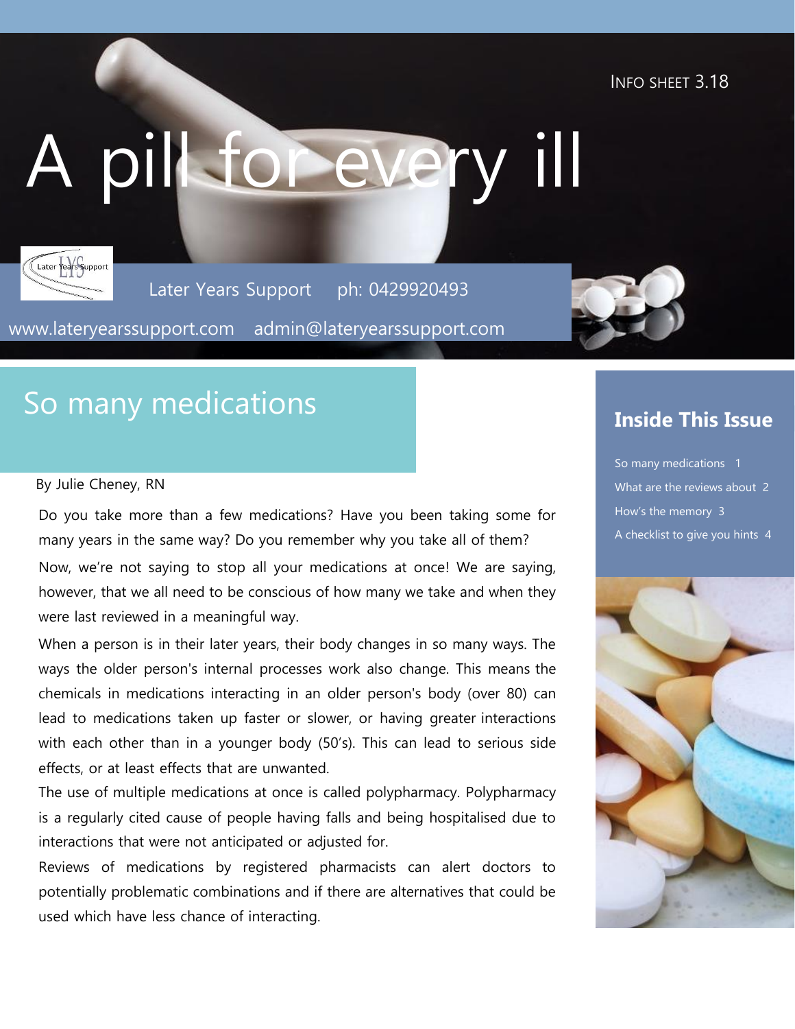INFO SHEET 3.18

# A pill for every ill

Later Years Support ph: 0429920493

www.lateryearssupport.com admin@lateryearssupport.com

## So many medications

By Julie Cheney, RN

Do you take more than a few medications? Have you been taking some for many years in the same way? Do you remember why you take all of them?

Now, we're not saying to stop all your medications at once! We are saying, however, that we all need to be conscious of how many we take and when they were last reviewed in a meaningful way.

When a person is in their later years, their body changes in so many ways. The ways the older person's internal processes work also change. This means the chemicals in medications interacting in an older person's body (over 80) can lead to medications taken up faster or slower, or having greater interactions with each other than in a younger body (50's). This can lead to serious side effects, or at least effects that are unwanted.

The use of multiple medications at once is called polypharmacy. Polypharmacy is a regularly cited cause of people having falls and being hospitalised due to interactions that were not anticipated or adjusted for.

Reviews of medications by registered pharmacists can alert doctors to potentially problematic combinations and if there are alternatives that could be used which have less chance of interacting.

### Inside This Issue

- So many medications 1
- What are the reviews about 2
- How's the memory 3
- A checklist to give you hints 4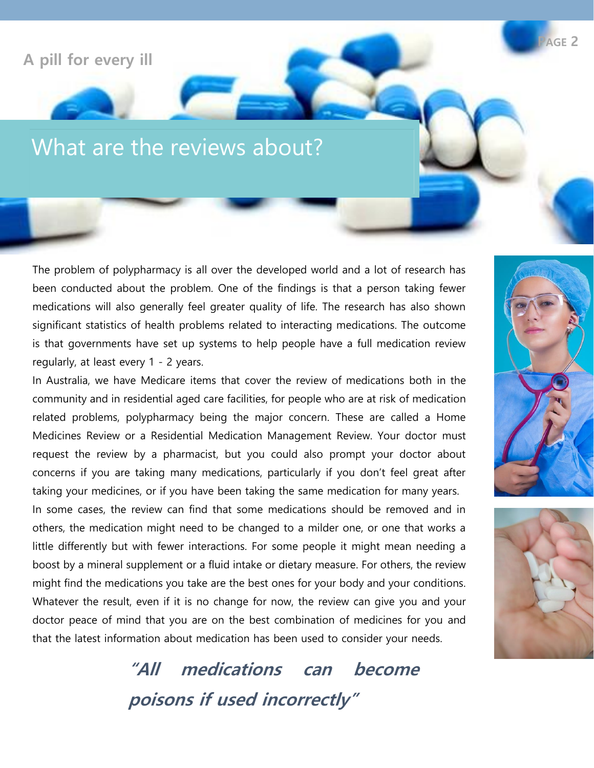# What are the reviews about?

The problem of polypharmacy is all over the developed world and a lot of research has been conducted about the problem. One of the findings is that a person taking fewer medications will also generally feel greater quality of life. The research has also shown significant statistics of health problems related to interacting medications. The outcome is that governments have set up systems to help people have a full medication review regularly, at least every 1 - 2 years.

In Australia, we have Medicare items that cover the review of medications both in the community and in residential aged care facilities, for people who are at risk of medication related problems, polypharmacy being the major concern. These are called a Home Medicines Review or a Residential Medication Management Review. Your doctor must request the review by a pharmacist, but you could also prompt your doctor about concerns if you are taking many medications, particularly if you don't feel great after taking your medicines, or if you have been taking the same medication for many years.

In some cases, the review can find that some medications should be removed and in others, the medication might need to be changed to a milder one, or one that works a little differently but with fewer interactions. For some people it might mean needing a boost by a mineral supplement or a fluid intake or dietary measure. For others, the review might find the medications you take are the best ones for your body and your conditions. Whatever the result, even if it is no change for now, the review can give you and your doctor peace of mind that you are on the best combination of medicines for you and that the latest information about medication has been used to consider your needs.

***"All medications can become poisons if used incorrectly"***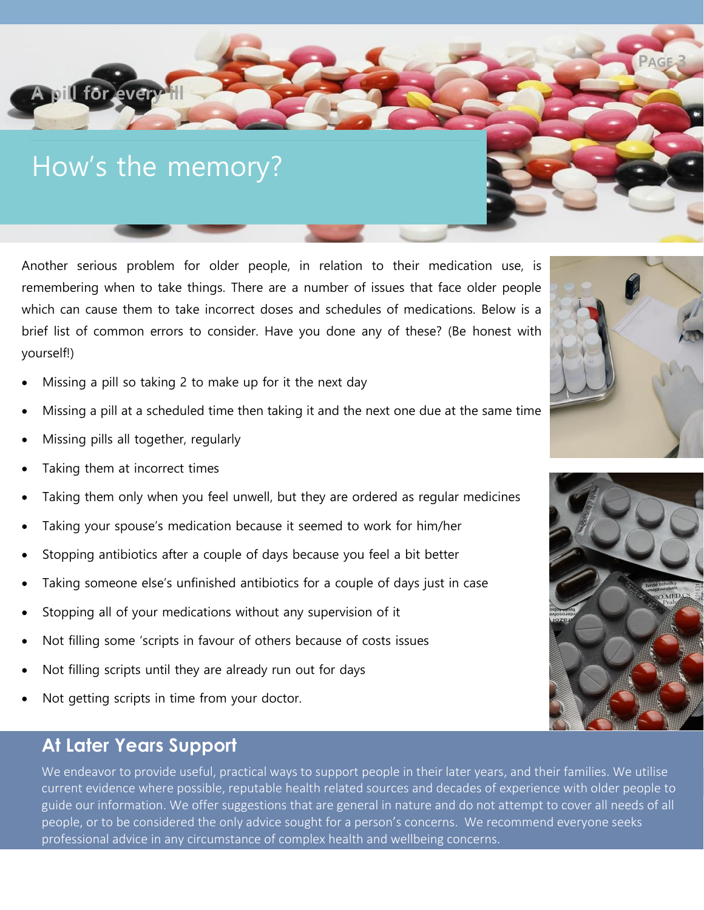A pill for every ill

# How's the memory?

Another serious problem for older people, in relation to their medication use, is remembering when to take things. There are a number of issues that face older people which can cause them to take incorrect doses and schedules of medications. Below is a brief list of common errors to consider. Have you done any of these? (Be honest with yourself!)

- Missing a pill so taking 2 to make up for it the next day
- Missing a pill at a scheduled time then taking it and the next one due at the same time
- Missing pills all together, regularly
- Taking them at incorrect times
- Taking them only when you feel unwell, but they are ordered as regular medicines
- Taking your spouse's medication because it seemed to work for him/her
- Stopping antibiotics after a couple of days because you feel a bit better
- Taking someone else's unfinished antibiotics for a couple of days just in case
- Stopping all of your medications without any supervision of it
- Not filling some 'scripts in favour of others because of costs issues
- Not filling scripts until they are already run out for days
- Not getting scripts in time from your doctor.

## At Later Years Support

We endeavor to provide useful, practical ways to support people in their later years, and their families. We utilise current evidence where possible, reputable health related sources and decades of experience with older people to guide our information. We offer suggestions that are general in nature and do not attempt to cover all needs of all people, or to be considered the only advice sought for a person's concerns. We recommend everyone seeks professional advice in any circumstance of complex health and wellbeing concerns.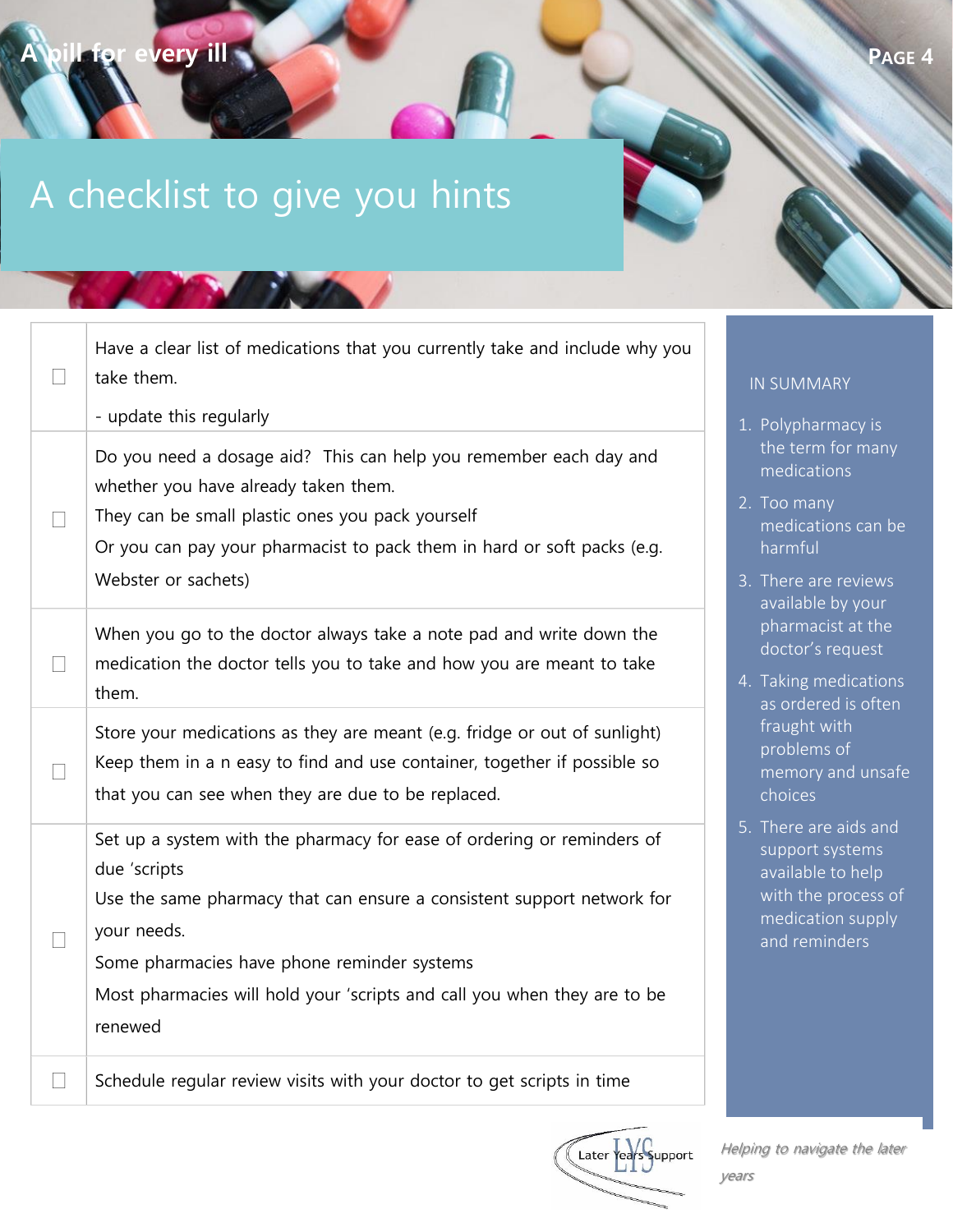# A checklist to give you hints

| | |
|---|---|
| ☐ | Have a clear list of medications that you currently take and include why you take them.<br>- update this regularly |
| ☐ | Do you need a dosage aid? This can help you remember each day and whether you have already taken them.<br>They can be small plastic ones you pack yourself<br>Or you can pay your pharmacist to pack them in hard or soft packs (e.g. Webster or sachets) |
| ☐ | When you go to the doctor always take a note pad and write down the medication the doctor tells you to take and how you are meant to take them. |
| ☐ | Store your medications as they are meant (e.g. fridge or out of sunlight)<br>Keep them in a n easy to find and use container, together if possible so that you can see when they are due to be replaced. |
| ☐ | Set up a system with the pharmacy for ease of ordering or reminders of due 'scripts<br>Use the same pharmacy that can ensure a consistent support network for your needs.<br>Some pharmacies have phone reminder systems<br>Most pharmacies will hold your 'scripts and call you when they are to be renewed |
| ☐ | Schedule regular review visits with your doctor to get scripts in time |

IN SUMMARY

1. Polypharmacy is the term for many medications
2. Too many medications can be harmful
3. There are reviews available by your pharmacist at the doctor's request
4. Taking medications as ordered is often fraught with problems of memory and unsafe choices
5. There are aids and support systems available to help with the process of medication supply and reminders

Later Years Support

*Helping to navigate the later years*